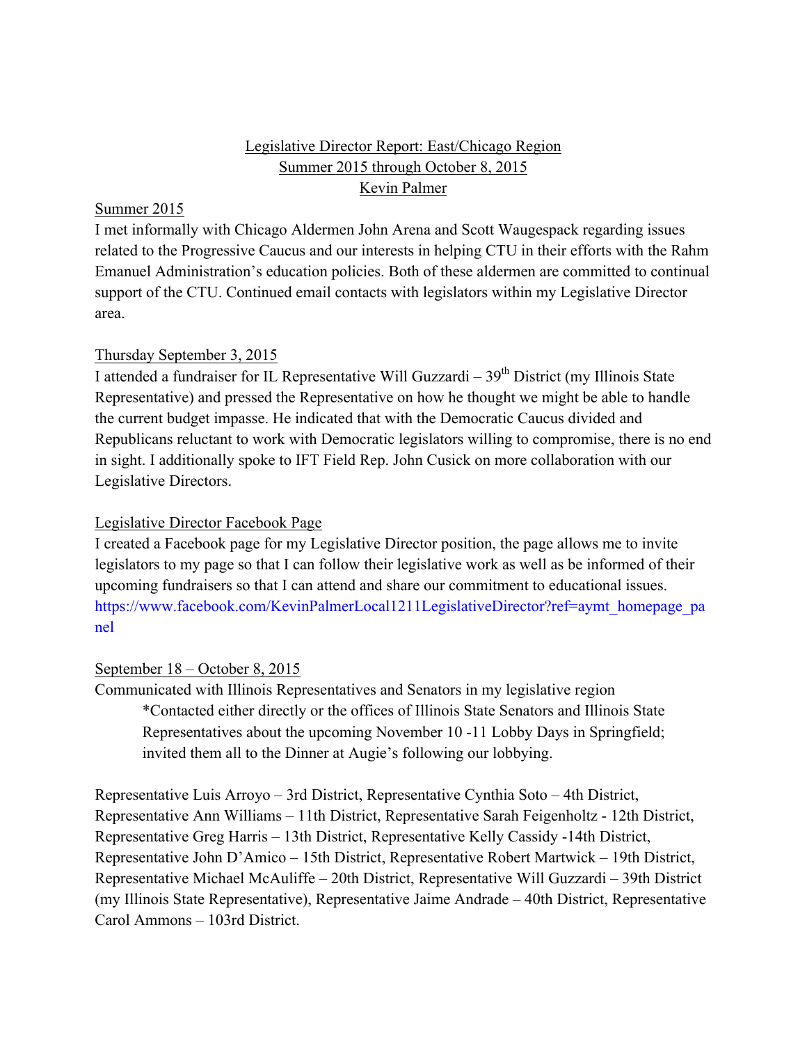# Legislative Director Report: East/Chicago Region
## Summer 2015 through October 8, 2015
## Kevin Palmer

### Summer 2015

I met informally with Chicago Aldermen John Arena and Scott Waugespack regarding issues related to the Progressive Caucus and our interests in helping CTU in their efforts with the Rahm Emanuel Administration's education policies. Both of these aldermen are committed to continual support of the CTU. Continued email contacts with legislators within my Legislative Director area.

### Thursday September 3, 2015

I attended a fundraiser for IL Representative Will Guzzardi – 39th District (my Illinois State Representative) and pressed the Representative on how he thought we might be able to handle the current budget impasse. He indicated that with the Democratic Caucus divided and Republicans reluctant to work with Democratic legislators willing to compromise, there is no end in sight. I additionally spoke to IFT Field Rep. John Cusick on more collaboration with our Legislative Directors.

### Legislative Director Facebook Page

I created a Facebook page for my Legislative Director position, the page allows me to invite legislators to my page so that I can follow their legislative work as well as be informed of their upcoming fundraisers so that I can attend and share our commitment to educational issues.
https://www.facebook.com/KevinPalmerLocal1211LegislativeDirector?ref=aymt_homepage_panel

### September 18 – October 8, 2015

Communicated with Illinois Representatives and Senators in my legislative region

> *Contacted either directly or the offices of Illinois State Senators and Illinois State Representatives about the upcoming November 10 -11 Lobby Days in Springfield; invited them all to the Dinner at Augie's following our lobbying.

Representative Luis Arroyo – 3rd District, Representative Cynthia Soto – 4th District, Representative Ann Williams – 11th District, Representative Sarah Feigenholtz - 12th District, Representative Greg Harris – 13th District, Representative Kelly Cassidy -14th District, Representative John D'Amico – 15th District, Representative Robert Martwick – 19th District, Representative Michael McAuliffe – 20th District, Representative Will Guzzardi – 39th District (my Illinois State Representative), Representative Jaime Andrade – 40th District, Representative Carol Ammons – 103rd District.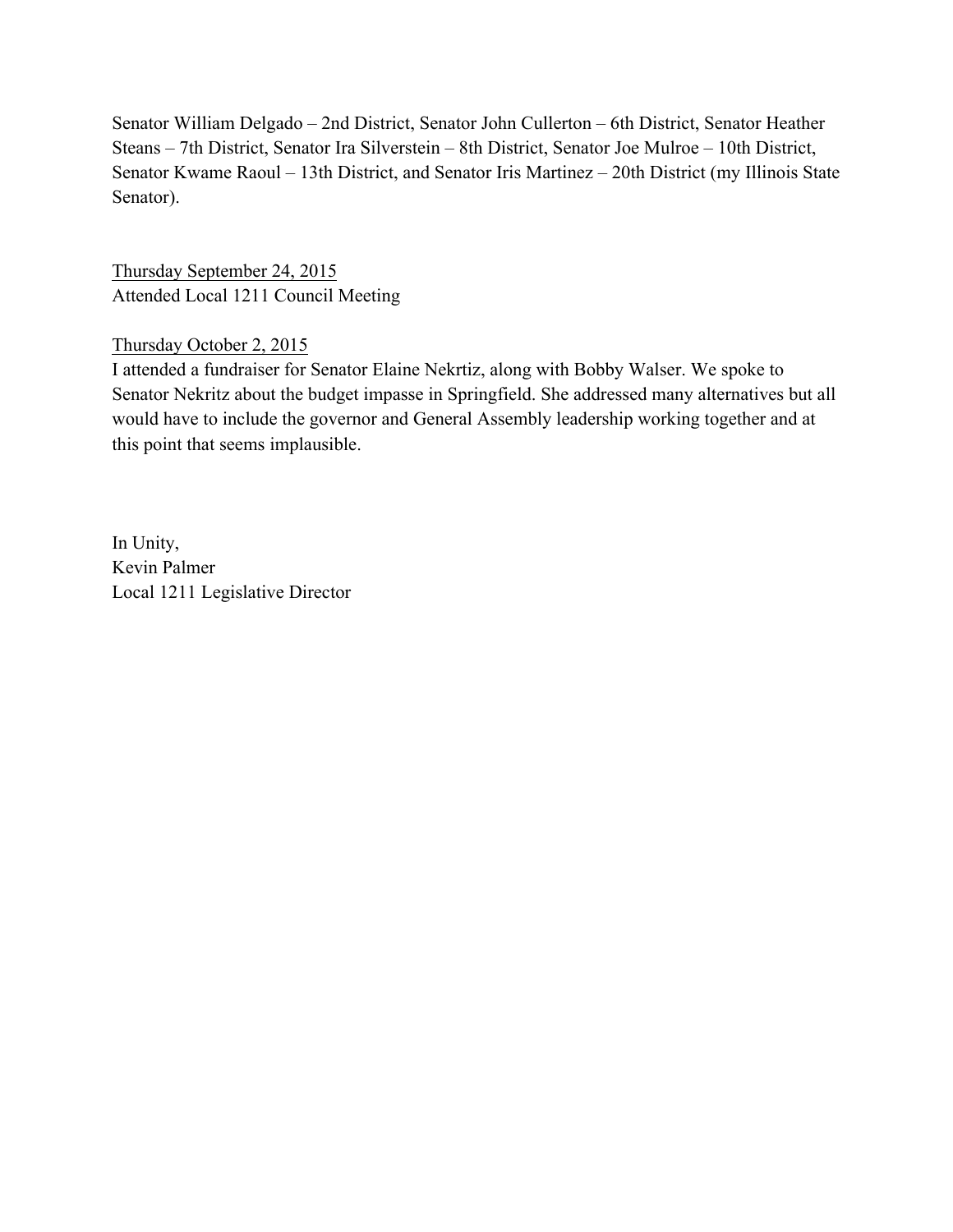Senator William Delgado – 2nd District, Senator John Cullerton – 6th District, Senator Heather Steans – 7th District, Senator Ira Silverstein – 8th District, Senator Joe Mulroe – 10th District, Senator Kwame Raoul – 13th District, and Senator Iris Martinez – 20th District (my Illinois State Senator).

<u>Thursday September 24, 2015</u>
Attended Local 1211 Council Meeting

<u>Thursday October 2, 2015</u>
I attended a fundraiser for Senator Elaine Nekrtiz, along with Bobby Walser. We spoke to Senator Nekritz about the budget impasse in Springfield. She addressed many alternatives but all would have to include the governor and General Assembly leadership working together and at this point that seems implausible.

In Unity,
Kevin Palmer
Local 1211 Legislative Director